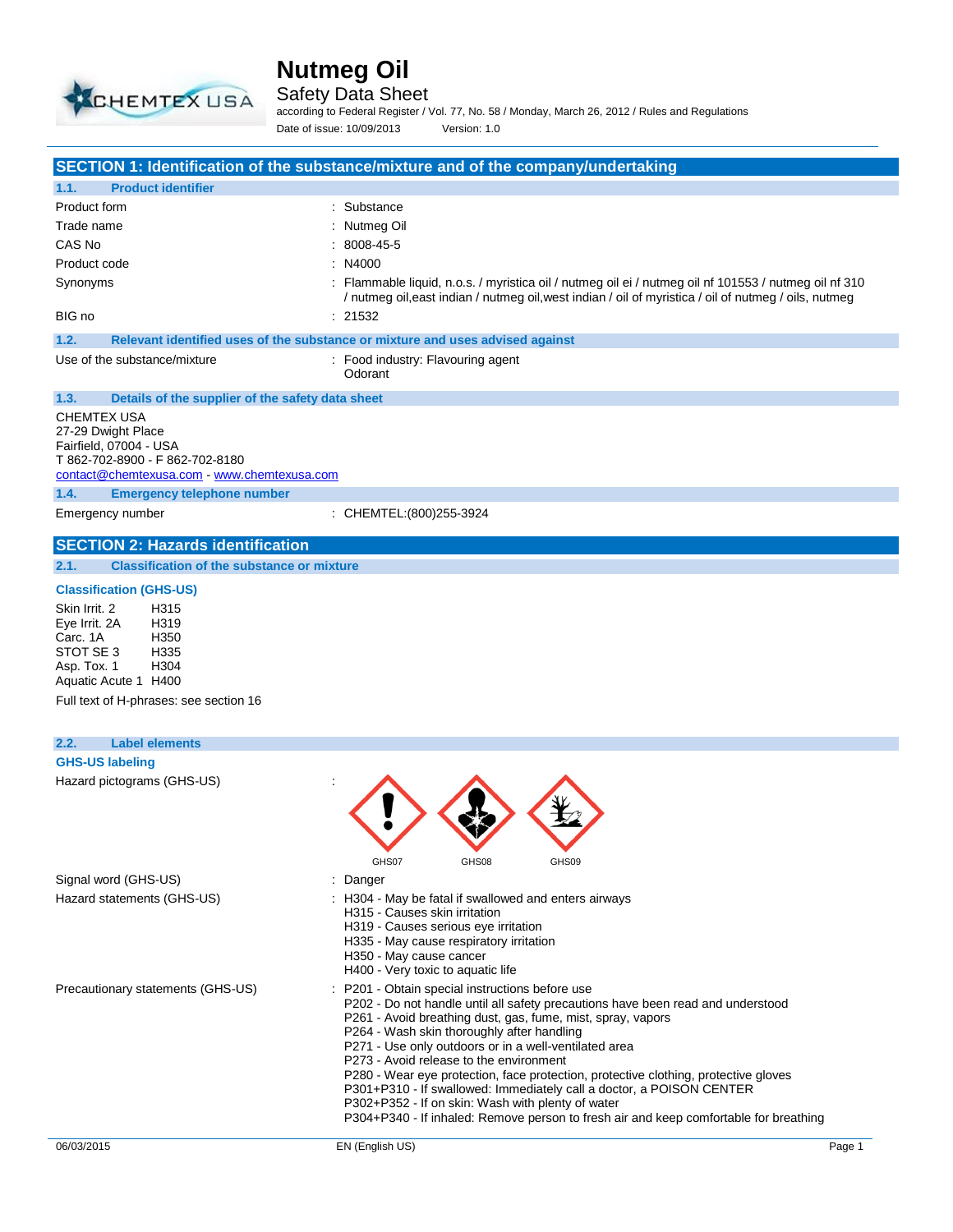# Nutmeg Oil

Safety Data Sheet

according to Federal Register / Vol. 77, No. 58 / Monday, March 26, 2012 / Rules and Regulations

Date of issue: 10/09/2013 Version: 1.0

## SECTION 1: Identification of the substance/mixture and of the company/undertaking

### 1.1. Product identifier

| | |
|---|---|
| Product form | : Substance |
| Trade name | : Nutmeg Oil |
| CAS No | : 8008-45-5 |
| Product code | : N4000 |
| Synonyms | : Flammable liquid, n.o.s. / myristica oil / nutmeg oil ei / nutmeg oil nf 101553 / nutmeg oil nf 310 / nutmeg oil,east indian / nutmeg oil,west indian / oil of myristica / oil of nutmeg / oils, nutmeg |
| BIG no | : 21532 |

### 1.2. Relevant identified uses of the substance or mixture and uses advised against

| | |
|---|---|
| Use of the substance/mixture | : Food industry: Flavouring agent<br>Odorant |

### 1.3. Details of the supplier of the safety data sheet

CHEMTEX USA
27-29 Dwight Place
Fairfield, 07004 - USA
T 862-702-8900 - F 862-702-8180
contact@chemtexusa.com - www.chemtexusa.com

### 1.4. Emergency telephone number

| | |
|---|---|
| Emergency number | : CHEMTEL:(800)255-3924 |

## SECTION 2: Hazards identification

### 2.1. Classification of the substance or mixture

**Classification (GHS-US)**

| | |
|---|---|
| Skin Irrit. 2 | H315 |
| Eye Irrit. 2A | H319 |
| Carc. 1A | H350 |
| STOT SE 3 | H335 |
| Asp. Tox. 1 | H304 |
| Aquatic Acute 1 | H400 |

Full text of H-phrases: see section 16

### 2.2. Label elements

**GHS-US labeling**

Hazard pictograms (GHS-US) :

GHS07 GHS08 GHS09

Signal word (GHS-US) : Danger

Hazard statements (GHS-US) :
- H304 - May be fatal if swallowed and enters airways
- H315 - Causes skin irritation
- H319 - Causes serious eye irritation
- H335 - May cause respiratory irritation
- H350 - May cause cancer
- H400 - Very toxic to aquatic life

Precautionary statements (GHS-US) :
- P201 - Obtain special instructions before use
- P202 - Do not handle until all safety precautions have been read and understood
- P261 - Avoid breathing dust, gas, fume, mist, spray, vapors
- P264 - Wash skin thoroughly after handling
- P271 - Use only outdoors or in a well-ventilated area
- P273 - Avoid release to the environment
- P280 - Wear eye protection, face protection, protective clothing, protective gloves
- P301+P310 - If swallowed: Immediately call a doctor, a POISON CENTER
- P302+P352 - If on skin: Wash with plenty of water
- P304+P340 - If inhaled: Remove person to fresh air and keep comfortable for breathing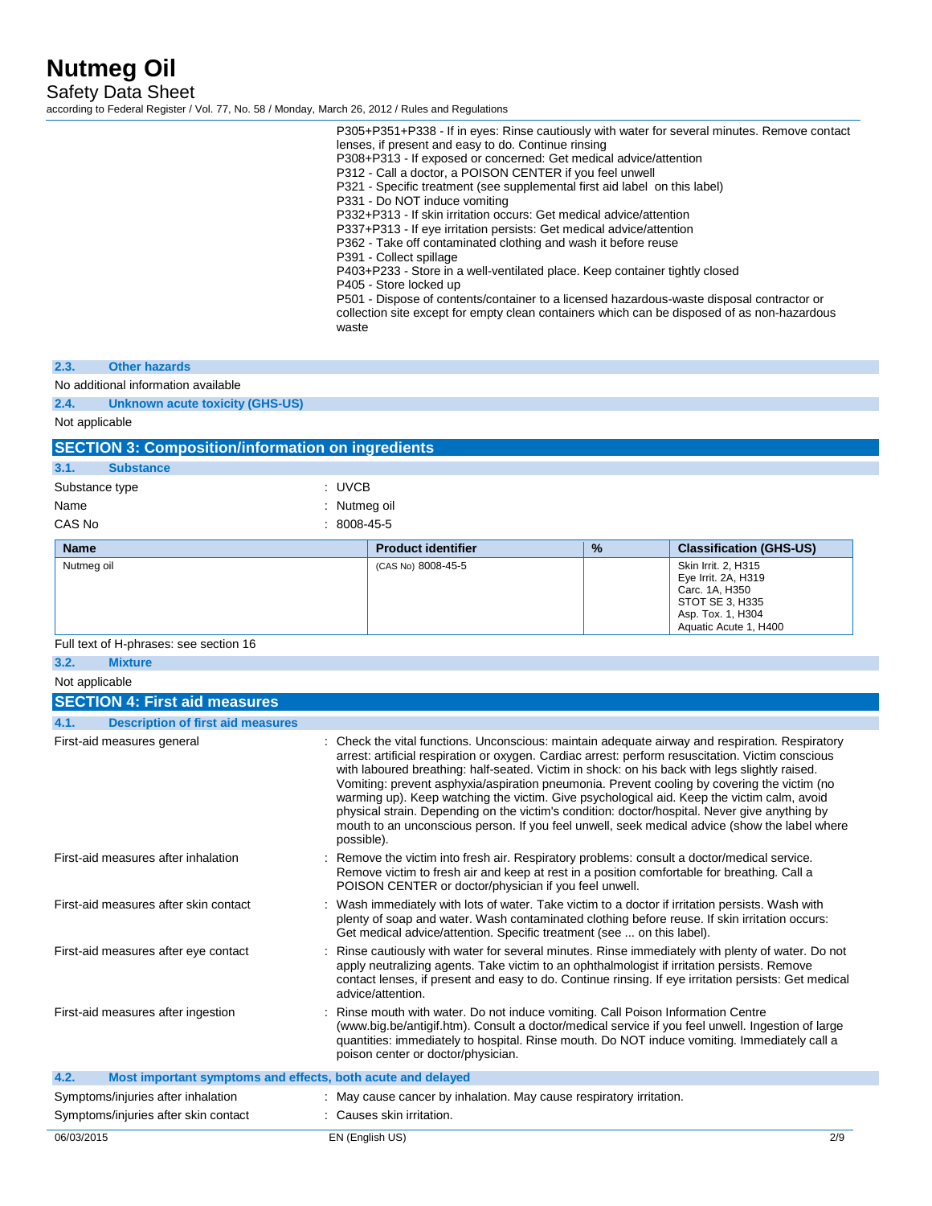P305+P351+P338 - If in eyes: Rinse cautiously with water for several minutes. Remove contact lenses, if present and easy to do. Continue rinsing
P308+P313 - If exposed or concerned: Get medical advice/attention
P312 - Call a doctor, a POISON CENTER if you feel unwell
P321 - Specific treatment (see supplemental first aid label on this label)
P331 - Do NOT induce vomiting
P332+P313 - If skin irritation occurs: Get medical advice/attention
P337+P313 - If eye irritation persists: Get medical advice/attention
P362 - Take off contaminated clothing and wash it before reuse
P391 - Collect spillage
P403+P233 - Store in a well-ventilated place. Keep container tightly closed
P405 - Store locked up
P501 - Dispose of contents/container to a licensed hazardous-waste disposal contractor or collection site except for empty clean containers which can be disposed of as non-hazardous waste

### 2.3. Other hazards

No additional information available

### 2.4. Unknown acute toxicity (GHS-US)

Not applicable

## SECTION 3: Composition/information on ingredients

### 3.1. Substance

Substance type : UVCB
Name : Nutmeg oil
CAS No : 8008-45-5

| Name | Product identifier | % | Classification (GHS-US) |
|---|---|---|---|
| Nutmeg oil | (CAS No) 8008-45-5 | | Skin Irrit. 2, H315<br>Eye Irrit. 2A, H319<br>Carc. 1A, H350<br>STOT SE 3, H335<br>Asp. Tox. 1, H304<br>Aquatic Acute 1, H400 |

Full text of H-phrases: see section 16

### 3.2. Mixture

Not applicable

## SECTION 4: First aid measures

### 4.1. Description of first aid measures

First-aid measures general : Check the vital functions. Unconscious: maintain adequate airway and respiration. Respiratory arrest: artificial respiration or oxygen. Cardiac arrest: perform resuscitation. Victim conscious with laboured breathing: half-seated. Victim in shock: on his back with legs slightly raised. Vomiting: prevent asphyxia/aspiration pneumonia. Prevent cooling by covering the victim (no warming up). Keep watching the victim. Give psychological aid. Keep the victim calm, avoid physical strain. Depending on the victim's condition: doctor/hospital. Never give anything by mouth to an unconscious person. If you feel unwell, seek medical advice (show the label where possible).

First-aid measures after inhalation : Remove the victim into fresh air. Respiratory problems: consult a doctor/medical service. Remove victim to fresh air and keep at rest in a position comfortable for breathing. Call a POISON CENTER or doctor/physician if you feel unwell.

First-aid measures after skin contact : Wash immediately with lots of water. Take victim to a doctor if irritation persists. Wash with plenty of soap and water. Wash contaminated clothing before reuse. If skin irritation occurs: Get medical advice/attention. Specific treatment (see ... on this label).

First-aid measures after eye contact : Rinse cautiously with water for several minutes. Rinse immediately with plenty of water. Do not apply neutralizing agents. Take victim to an ophthalmologist if irritation persists. Remove contact lenses, if present and easy to do. Continue rinsing. If eye irritation persists: Get medical advice/attention.

First-aid measures after ingestion : Rinse mouth with water. Do not induce vomiting. Call Poison Information Centre (www.big.be/antigif.htm). Consult a doctor/medical service if you feel unwell. Ingestion of large quantities: immediately to hospital. Rinse mouth. Do NOT induce vomiting. Immediately call a poison center or doctor/physician.

### 4.2. Most important symptoms and effects, both acute and delayed

Symptoms/injuries after inhalation : May cause cancer by inhalation. May cause respiratory irritation.
Symptoms/injuries after skin contact : Causes skin irritation.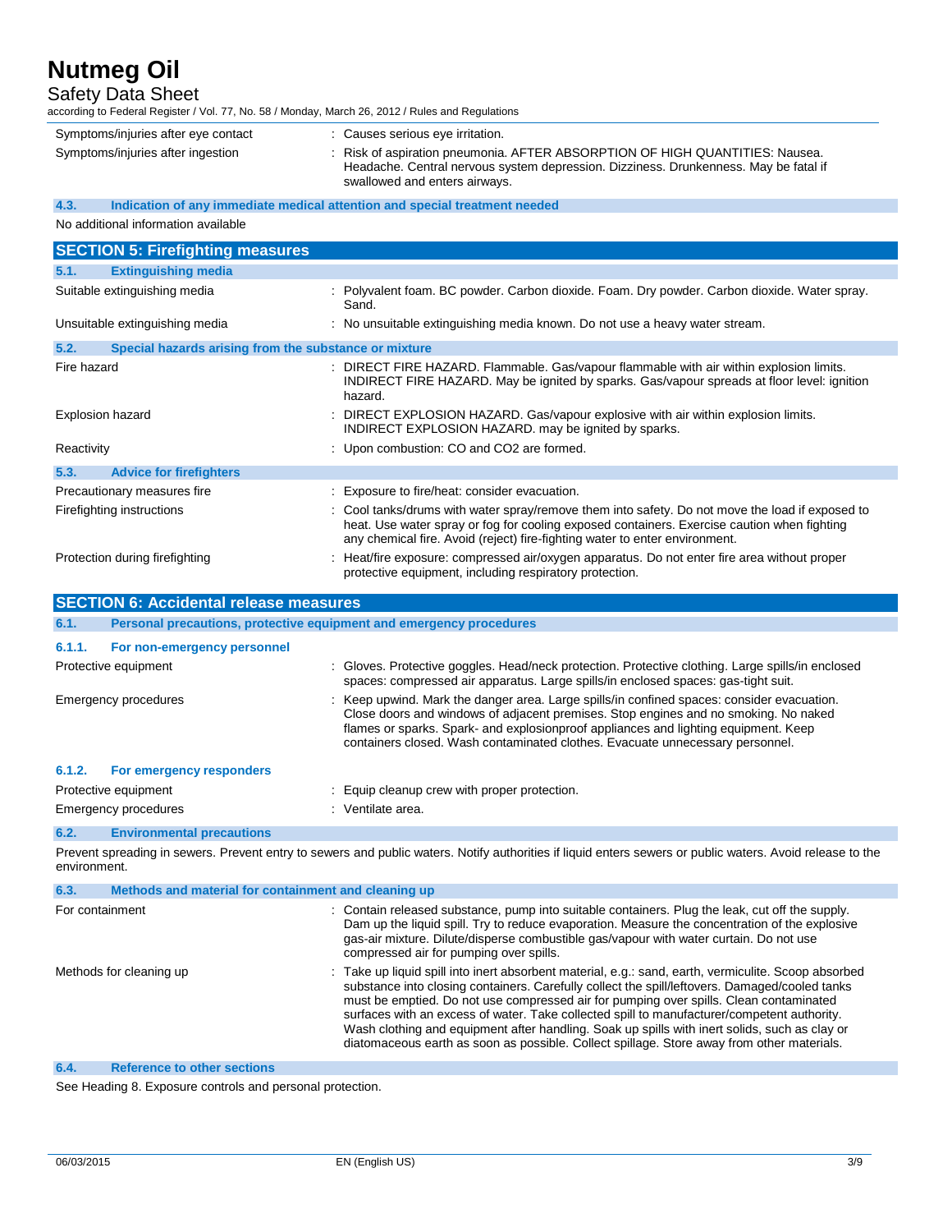| | |
|---|---|
| Symptoms/injuries after eye contact | : Causes serious eye irritation. |
| Symptoms/injuries after ingestion | : Risk of aspiration pneumonia. AFTER ABSORPTION OF HIGH QUANTITIES: Nausea. Headache. Central nervous system depression. Dizziness. Drunkenness. May be fatal if swallowed and enters airways. |

### 4.3. Indication of any immediate medical attention and special treatment needed

No additional information available

## SECTION 5: Firefighting measures

### 5.1. Extinguishing media

| | |
|---|---|
| Suitable extinguishing media | : Polyvalent foam. BC powder. Carbon dioxide. Foam. Dry powder. Carbon dioxide. Water spray. Sand. |
| Unsuitable extinguishing media | : No unsuitable extinguishing media known. Do not use a heavy water stream. |

### 5.2. Special hazards arising from the substance or mixture

| | |
|---|---|
| Fire hazard | : DIRECT FIRE HAZARD. Flammable. Gas/vapour flammable with air within explosion limits. INDIRECT FIRE HAZARD. May be ignited by sparks. Gas/vapour spreads at floor level: ignition hazard. |
| Explosion hazard | : DIRECT EXPLOSION HAZARD. Gas/vapour explosive with air within explosion limits. INDIRECT EXPLOSION HAZARD. may be ignited by sparks. |
| Reactivity | : Upon combustion: CO and $CO_2$ are formed. |

### 5.3. Advice for firefighters

| | |
|---|---|
| Precautionary measures fire | : Exposure to fire/heat: consider evacuation. |
| Firefighting instructions | : Cool tanks/drums with water spray/remove them into safety. Do not move the load if exposed to heat. Use water spray or fog for cooling exposed containers. Exercise caution when fighting any chemical fire. Avoid (reject) fire-fighting water to enter environment. |
| Protection during firefighting | : Heat/fire exposure: compressed air/oxygen apparatus. Do not enter fire area without proper protective equipment, including respiratory protection. |

## SECTION 6: Accidental release measures

### 6.1. Personal precautions, protective equipment and emergency procedures

#### 6.1.1. For non-emergency personnel

| | |
|---|---|
| Protective equipment | : Gloves. Protective goggles. Head/neck protection. Protective clothing. Large spills/in enclosed spaces: compressed air apparatus. Large spills/in enclosed spaces: gas-tight suit. |
| Emergency procedures | : Keep upwind. Mark the danger area. Large spills/in confined spaces: consider evacuation. Close doors and windows of adjacent premises. Stop engines and no smoking. No naked flames or sparks. Spark- and explosionproof appliances and lighting equipment. Keep containers closed. Wash contaminated clothes. Evacuate unnecessary personnel. |

#### 6.1.2. For emergency responders

| | |
|---|---|
| Protective equipment | : Equip cleanup crew with proper protection. |
| Emergency procedures | : Ventilate area. |

### 6.2. Environmental precautions

Prevent spreading in sewers. Prevent entry to sewers and public waters. Notify authorities if liquid enters sewers or public waters. Avoid release to the environment.

### 6.3. Methods and material for containment and cleaning up

| | |
|---|---|
| For containment | : Contain released substance, pump into suitable containers. Plug the leak, cut off the supply. Dam up the liquid spill. Try to reduce evaporation. Measure the concentration of the explosive gas-air mixture. Dilute/disperse combustible gas/vapour with water curtain. Do not use compressed air for pumping over spills. |
| Methods for cleaning up | : Take up liquid spill into inert absorbent material, e.g.: sand, earth, vermiculite. Scoop absorbed substance into closing containers. Carefully collect the spill/leftovers. Damaged/cooled tanks must be emptied. Do not use compressed air for pumping over spills. Clean contaminated surfaces with an excess of water. Take collected spill to manufacturer/competent authority. Wash clothing and equipment after handling. Soak up spills with inert solids, such as clay or diatomaceous earth as soon as possible. Collect spillage. Store away from other materials. |

### 6.4. Reference to other sections

See Heading 8. Exposure controls and personal protection.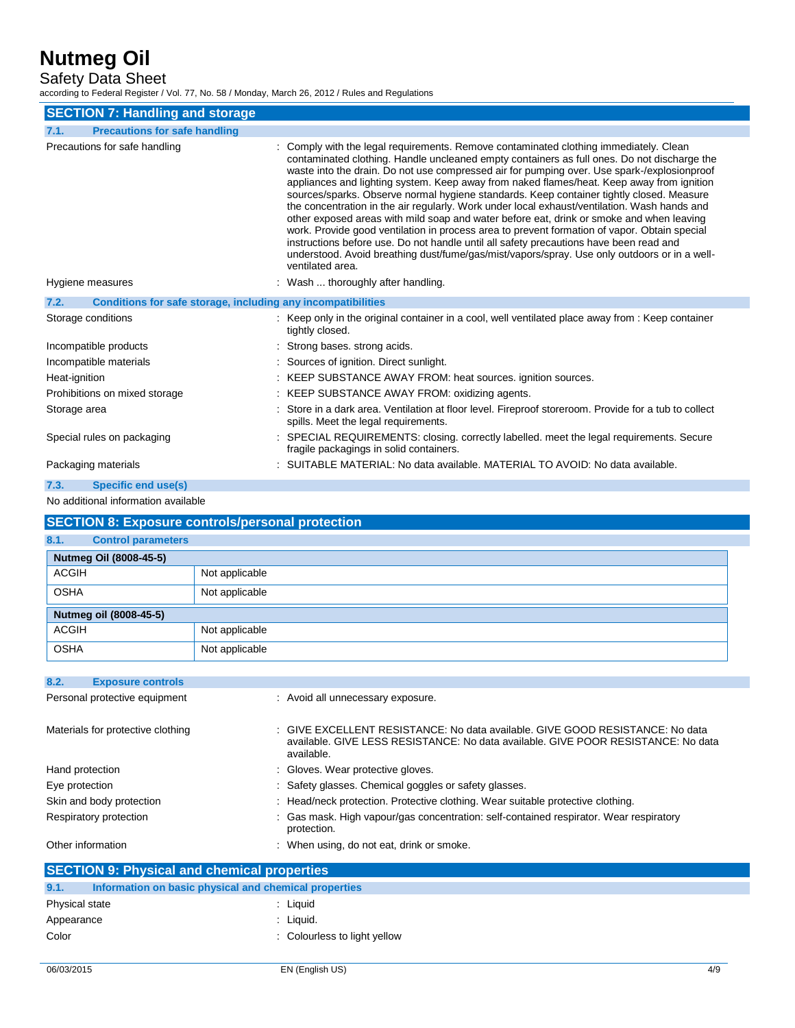## SECTION 7: Handling and storage

### 7.1. Precautions for safe handling

Precautions for safe handling : Comply with the legal requirements. Remove contaminated clothing immediately. Clean contaminated clothing. Handle uncleaned empty containers as full ones. Do not discharge the waste into the drain. Do not use compressed air for pumping over. Use spark-/explosionproof appliances and lighting system. Keep away from naked flames/heat. Keep away from ignition sources/sparks. Observe normal hygiene standards. Keep container tightly closed. Measure the concentration in the air regularly. Work under local exhaust/ventilation. Wash hands and other exposed areas with mild soap and water before eat, drink or smoke and when leaving work. Provide good ventilation in process area to prevent formation of vapor. Obtain special instructions before use. Do not handle until all safety precautions have been read and understood. Avoid breathing dust/fume/gas/mist/vapors/spray. Use only outdoors or in a well-ventilated area.

Hygiene measures : Wash ... thoroughly after handling.

### 7.2. Conditions for safe storage, including any incompatibilities

Storage conditions : Keep only in the original container in a cool, well ventilated place away from : Keep container tightly closed.

Incompatible products : Strong bases. strong acids.

Incompatible materials : Sources of ignition. Direct sunlight.

Heat-ignition : KEEP SUBSTANCE AWAY FROM: heat sources. ignition sources.

Prohibitions on mixed storage : KEEP SUBSTANCE AWAY FROM: oxidizing agents.

Storage area : Store in a dark area. Ventilation at floor level. Fireproof storeroom. Provide for a tub to collect spills. Meet the legal requirements.

Special rules on packaging : SPECIAL REQUIREMENTS: closing. correctly labelled. meet the legal requirements. Secure fragile packagings in solid containers.

Packaging materials : SUITABLE MATERIAL: No data available. MATERIAL TO AVOID: No data available.

### 7.3. Specific end use(s)

No additional information available

## SECTION 8: Exposure controls/personal protection

### 8.1. Control parameters

| Nutmeg Oil (8008-45-5) | |
|---|---|
| ACGIH | Not applicable |
| OSHA | Not applicable |

| Nutmeg oil (8008-45-5) | |
|---|---|
| ACGIH | Not applicable |
| OSHA | Not applicable |

### 8.2. Exposure controls

Personal protective equipment : Avoid all unnecessary exposure.

Materials for protective clothing : GIVE EXCELLENT RESISTANCE: No data available. GIVE GOOD RESISTANCE: No data available. GIVE LESS RESISTANCE: No data available. GIVE POOR RESISTANCE: No data available.

Hand protection : Gloves. Wear protective gloves.

Eye protection : Safety glasses. Chemical goggles or safety glasses.

Skin and body protection : Head/neck protection. Protective clothing. Wear suitable protective clothing.

Respiratory protection : Gas mask. High vapour/gas concentration: self-contained respirator. Wear respiratory protection.

Other information : When using, do not eat, drink or smoke.

## SECTION 9: Physical and chemical properties

### 9.1. Information on basic physical and chemical properties

Physical state : Liquid

Appearance : Liquid.

Color : Colourless to light yellow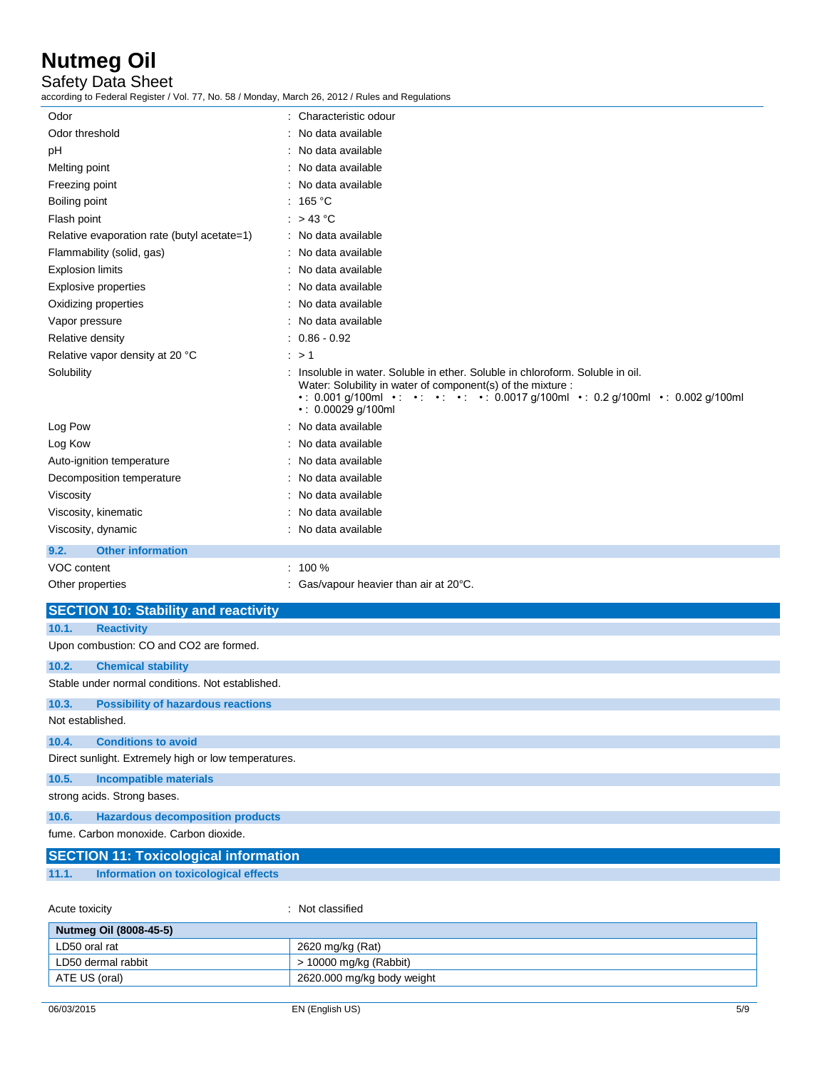| | |
|---|---|
| Odor | : Characteristic odour |
| Odor threshold | : No data available |
| pH | : No data available |
| Melting point | : No data available |
| Freezing point | : No data available |
| Boiling point | : 165 °C |
| Flash point | : > 43 °C |
| Relative evaporation rate (butyl acetate=1) | : No data available |
| Flammability (solid, gas) | : No data available |
| Explosion limits | : No data available |
| Explosive properties | : No data available |
| Oxidizing properties | : No data available |
| Vapor pressure | : No data available |
| Relative density | : 0.86 - 0.92 |
| Relative vapor density at 20 °C | : > 1 |
| Solubility | : Insoluble in water. Soluble in ether. Soluble in chloroform. Soluble in oil. Water: Solubility in water of component(s) of the mixture : • : 0.001 g/100ml • : • : • : • : • : 0.0017 g/100ml • : 0.2 g/100ml • : 0.002 g/100ml • : 0.00029 g/100ml |
| Log Pow | : No data available |
| Log Kow | : No data available |
| Auto-ignition temperature | : No data available |
| Decomposition temperature | : No data available |
| Viscosity | : No data available |
| Viscosity, kinematic | : No data available |
| Viscosity, dynamic | : No data available |

### 9.2. Other information

| | |
|---|---|
| VOC content | : 100 % |
| Other properties | : Gas/vapour heavier than air at 20°C. |

## SECTION 10: Stability and reactivity

### 10.1. Reactivity

Upon combustion: CO and CO2 are formed.

### 10.2. Chemical stability

Stable under normal conditions. Not established.

### 10.3. Possibility of hazardous reactions

Not established.

### 10.4. Conditions to avoid

Direct sunlight. Extremely high or low temperatures.

### 10.5. Incompatible materials

strong acids. Strong bases.

### 10.6. Hazardous decomposition products

fume. Carbon monoxide. Carbon dioxide.

## SECTION 11: Toxicological information

### 11.1. Information on toxicological effects

Acute toxicity : Not classified

| Nutmeg Oil (8008-45-5) | |
|---|---|
| LD50 oral rat | 2620 mg/kg (Rat) |
| LD50 dermal rabbit | > 10000 mg/kg (Rabbit) |
| ATE US (oral) | 2620.000 mg/kg body weight |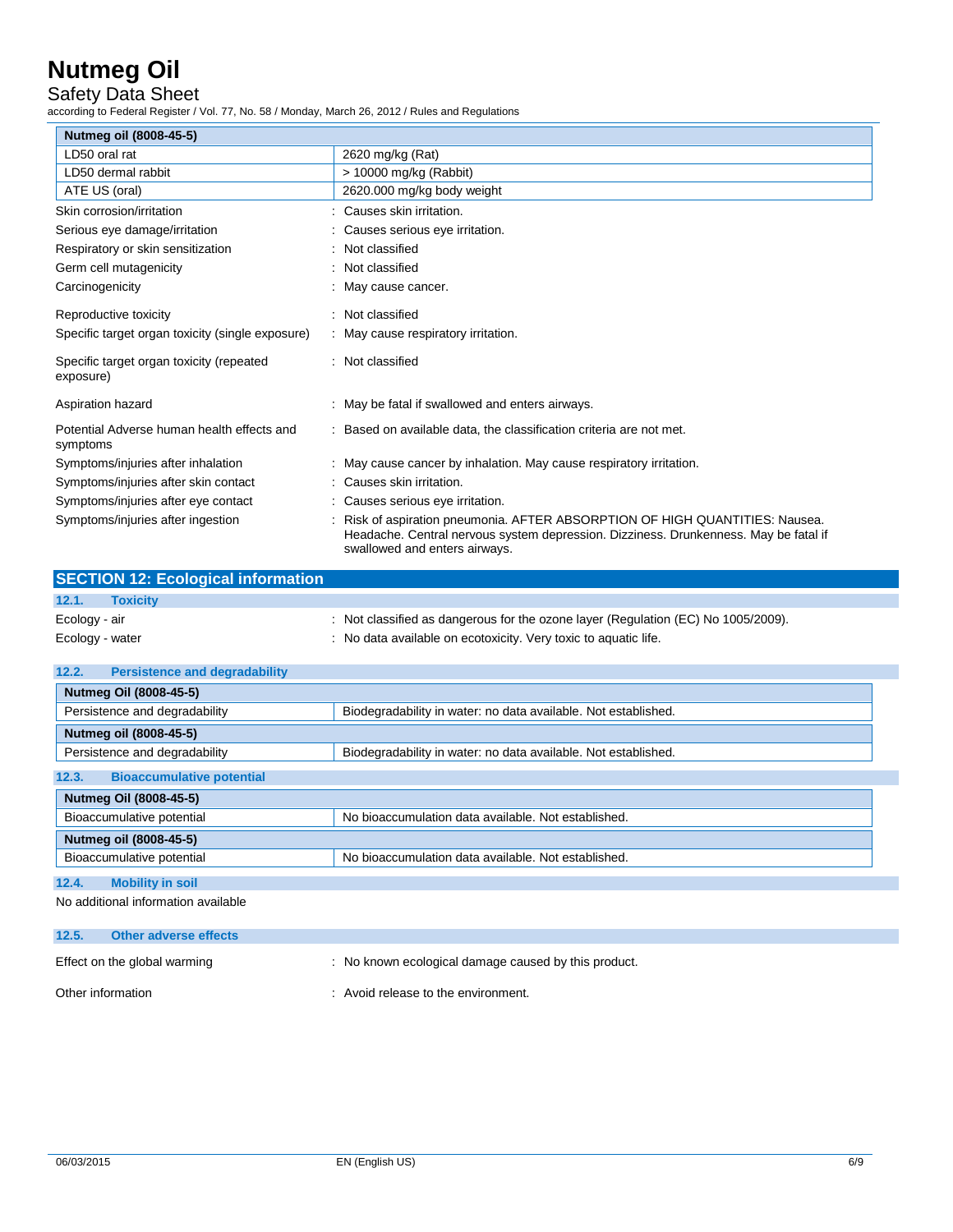| Nutmeg oil (8008-45-5) | |
|---|---|
| LD50 oral rat | 2620 mg/kg (Rat) |
| LD50 dermal rabbit | > 10000 mg/kg (Rabbit) |
| ATE US (oral) | 2620.000 mg/kg body weight |

Skin corrosion/irritation : Causes skin irritation.

Serious eye damage/irritation : Causes serious eye irritation.

Respiratory or skin sensitization : Not classified

Germ cell mutagenicity : Not classified

Carcinogenicity : May cause cancer.

Reproductive toxicity : Not classified

Specific target organ toxicity (single exposure) : May cause respiratory irritation.

Specific target organ toxicity (repeated exposure) : Not classified

Aspiration hazard : May be fatal if swallowed and enters airways.

Potential Adverse human health effects and symptoms : Based on available data, the classification criteria are not met.

Symptoms/injuries after inhalation : May cause cancer by inhalation. May cause respiratory irritation.

Symptoms/injuries after skin contact : Causes skin irritation.

Symptoms/injuries after eye contact : Causes serious eye irritation.

Symptoms/injuries after ingestion : Risk of aspiration pneumonia. AFTER ABSORPTION OF HIGH QUANTITIES: Nausea. Headache. Central nervous system depression. Dizziness. Drunkenness. May be fatal if swallowed and enters airways.

## SECTION 12: Ecological information

### 12.1. Toxicity

Ecology - air : Not classified as dangerous for the ozone layer (Regulation (EC) No 1005/2009).

Ecology - water : No data available on ecotoxicity. Very toxic to aquatic life.

### 12.2. Persistence and degradability

| Nutmeg Oil (8008-45-5) | |
|---|---|
| Persistence and degradability | Biodegradability in water: no data available. Not established. |
| **Nutmeg oil (8008-45-5)** | |
| Persistence and degradability | Biodegradability in water: no data available. Not established. |

### 12.3. Bioaccumulative potential

| Nutmeg Oil (8008-45-5) | |
|---|---|
| Bioaccumulative potential | No bioaccumulation data available. Not established. |
| **Nutmeg oil (8008-45-5)** | |
| Bioaccumulative potential | No bioaccumulation data available. Not established. |

### 12.4. Mobility in soil

No additional information available

### 12.5. Other adverse effects

Effect on the global warming : No known ecological damage caused by this product.

Other information : Avoid release to the environment.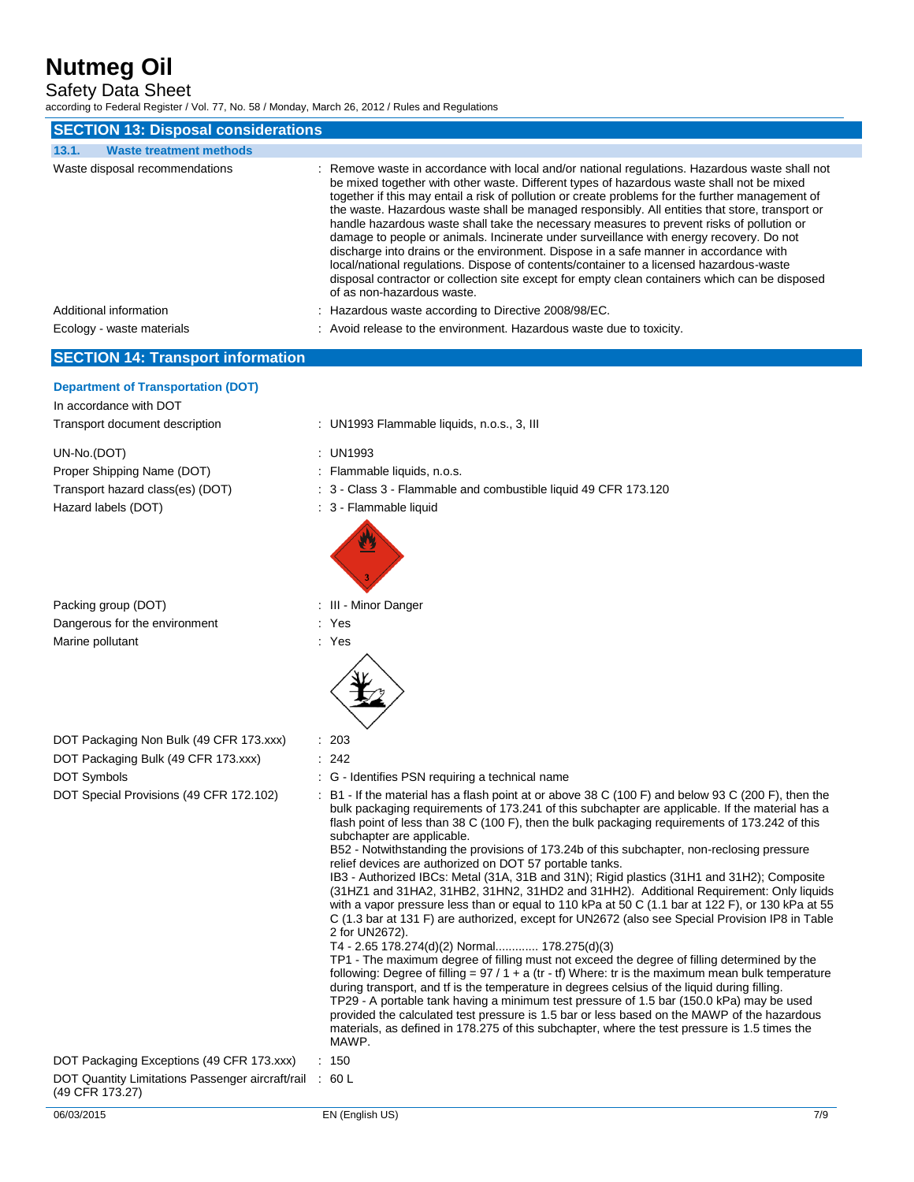## SECTION 13: Disposal considerations

### 13.1. Waste treatment methods

Waste disposal recommendations : Remove waste in accordance with local and/or national regulations. Hazardous waste shall not be mixed together with other waste. Different types of hazardous waste shall not be mixed together if this may entail a risk of pollution or create problems for the further management of the waste. Hazardous waste shall be managed responsibly. All entities that store, transport or handle hazardous waste shall take the necessary measures to prevent risks of pollution or damage to people or animals. Incinerate under surveillance with energy recovery. Do not discharge into drains or the environment. Dispose in a safe manner in accordance with local/national regulations. Dispose of contents/container to a licensed hazardous-waste disposal contractor or collection site except for empty clean containers which can be disposed of as non-hazardous waste.

Additional information : Hazardous waste according to Directive 2008/98/EC.

Ecology - waste materials : Avoid release to the environment. Hazardous waste due to toxicity.

## SECTION 14: Transport information

**Department of Transportation (DOT)**

In accordance with DOT

Transport document description : UN1993 Flammable liquids, n.o.s., 3, III

UN-No.(DOT) : UN1993

Proper Shipping Name (DOT) : Flammable liquids, n.o.s.

Transport hazard class(es) (DOT) : 3 - Class 3 - Flammable and combustible liquid 49 CFR 173.120

Hazard labels (DOT) : 3 - Flammable liquid

Packing group (DOT) : III - Minor Danger

Dangerous for the environment : Yes

Marine pollutant : Yes

DOT Packaging Non Bulk (49 CFR 173.xxx) : 203

DOT Packaging Bulk (49 CFR 173.xxx) : 242

DOT Symbols : G - Identifies PSN requiring a technical name

DOT Special Provisions (49 CFR 172.102) : B1 - If the material has a flash point at or above 38 C (100 F) and below 93 C (200 F), then the bulk packaging requirements of 173.241 of this subchapter are applicable. If the material has a flash point of less than 38 C (100 F), then the bulk packaging requirements of 173.242 of this subchapter are applicable.
B52 - Notwithstanding the provisions of 173.24b of this subchapter, non-reclosing pressure relief devices are authorized on DOT 57 portable tanks.
IB3 - Authorized IBCs: Metal (31A, 31B and 31N); Rigid plastics (31H1 and 31H2); Composite (31HZ1 and 31HA2, 31HB2, 31HN2, 31HD2 and 31HH2). Additional Requirement: Only liquids with a vapor pressure less than or equal to 110 kPa at 50 C (1.1 bar at 122 F), or 130 kPa at 55 C (1.3 bar at 131 F) are authorized, except for UN2672 (also see Special Provision IP8 in Table 2 for UN2672).
T4 - 2.65 178.274(d)(2) Normal............. 178.275(d)(3)
TP1 - The maximum degree of filling must not exceed the degree of filling determined by the following: Degree of filling = 97 / 1 + a (tr - tf) Where: tr is the maximum mean bulk temperature during transport, and tf is the temperature in degrees celsius of the liquid during filling.
TP29 - A portable tank having a minimum test pressure of 1.5 bar (150.0 kPa) may be used provided the calculated test pressure is 1.5 bar or less based on the MAWP of the hazardous materials, as defined in 178.275 of this subchapter, where the test pressure is 1.5 times the MAWP.

DOT Packaging Exceptions (49 CFR 173.xxx) : 150

DOT Quantity Limitations Passenger aircraft/rail (49 CFR 173.27) : 60 L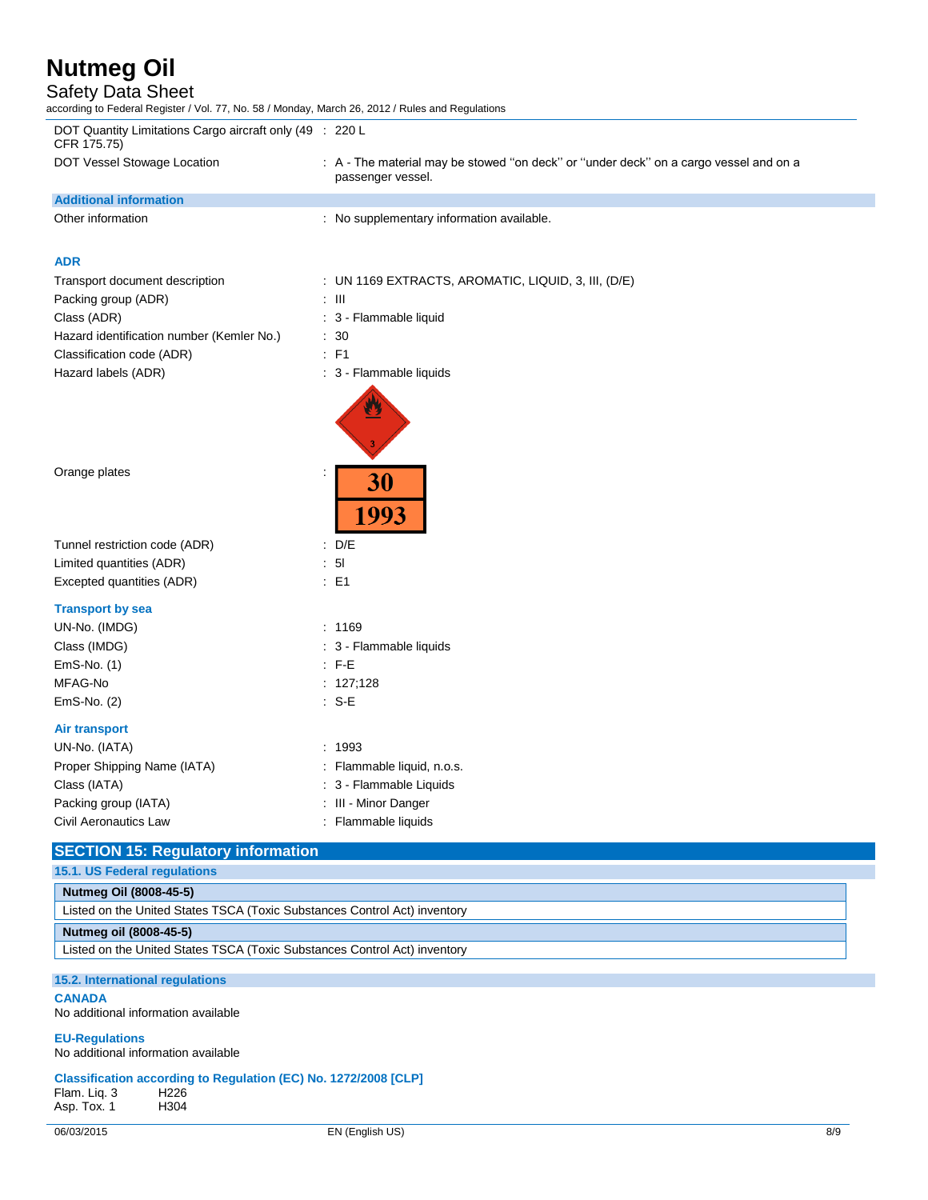| | | |
|---|---|---|
| DOT Quantity Limitations Cargo aircraft only (49 CFR 175.75) | : | 220 L |
| DOT Vessel Stowage Location | : | A - The material may be stowed ''on deck'' or ''under deck'' on a cargo vessel and on a passenger vessel. |

**Additional information**

| | | |
|---|---|---|
| Other information | : | No supplementary information available. |

**ADR**

| | | |
|---|---|---|
| Transport document description | : | UN 1169 EXTRACTS, AROMATIC, LIQUID, 3, III, (D/E) |
| Packing group (ADR) | : | III |
| Class (ADR) | : | 3 - Flammable liquid |
| Hazard identification number (Kemler No.) | : | 30 |
| Classification code (ADR) | : | F1 |
| Hazard labels (ADR) | : | 3 - Flammable liquids |
| Orange plates | : | 30 / 1993 |
| Tunnel restriction code (ADR) | : | D/E |
| Limited quantities (ADR) | : | 5l |
| Excepted quantities (ADR) | : | E1 |

**Transport by sea**

| | | |
|---|---|---|
| UN-No. (IMDG) | : | 1169 |
| Class (IMDG) | : | 3 - Flammable liquids |
| EmS-No. (1) | : | F-E |
| MFAG-No | : | 127;128 |
| EmS-No. (2) | : | S-E |

**Air transport**

| | | |
|---|---|---|
| UN-No. (IATA) | : | 1993 |
| Proper Shipping Name (IATA) | : | Flammable liquid, n.o.s. |
| Class (IATA) | : | 3 - Flammable Liquids |
| Packing group (IATA) | : | III - Minor Danger |
| Civil Aeronautics Law | : | Flammable liquids |

## SECTION 15: Regulatory information

### 15.1. US Federal regulations

| Nutmeg Oil (8008-45-5) |
|---|
| Listed on the United States TSCA (Toxic Substances Control Act) inventory |

| Nutmeg oil (8008-45-5) |
|---|
| Listed on the United States TSCA (Toxic Substances Control Act) inventory |

### 15.2. International regulations

**CANADA**

No additional information available

**EU-Regulations**

No additional information available

**Classification according to Regulation (EC) No. 1272/2008 [CLP]**

| | |
|---|---|
| Flam. Liq. 3 | H226 |
| Asp. Tox. 1 | H304 |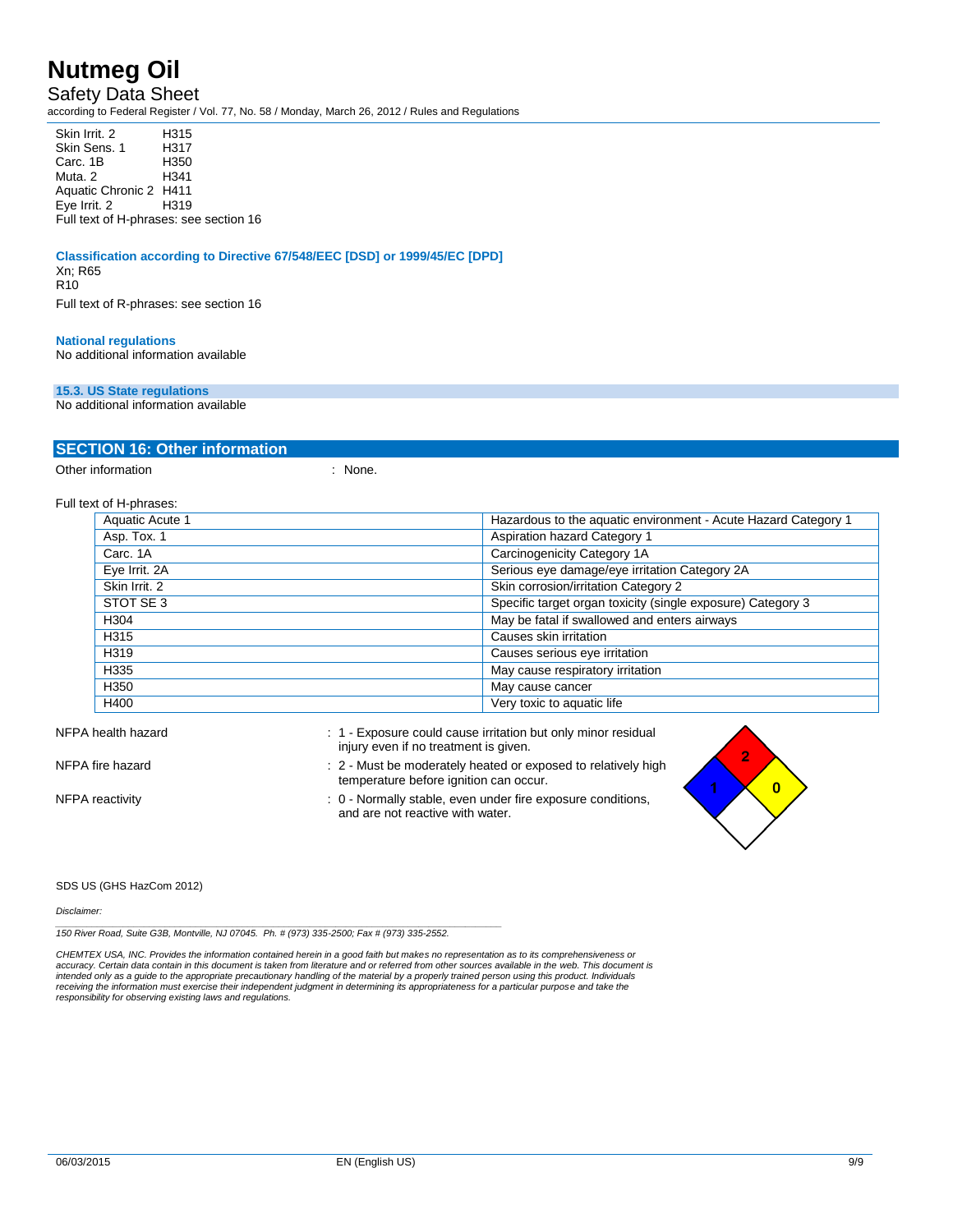| | |
|---|---|
| Skin Irrit. 2 | H315 |
| Skin Sens. 1 | H317 |
| Carc. 1B | H350 |
| Muta. 2 | H341 |
| Aquatic Chronic 2 | H411 |
| Eye Irrit. 2 | H319 |

Full text of H-phrases: see section 16

**Classification according to Directive 67/548/EEC [DSD] or 1999/45/EC [DPD]**

Xn; R65
R10

Full text of R-phrases: see section 16

**National regulations**

No additional information available

### 15.3. US State regulations

No additional information available

## SECTION 16: Other information

Other information : None.

Full text of H-phrases:

| | |
|---|---|
| Aquatic Acute 1 | Hazardous to the aquatic environment - Acute Hazard Category 1 |
| Asp. Tox. 1 | Aspiration hazard Category 1 |
| Carc. 1A | Carcinogenicity Category 1A |
| Eye Irrit. 2A | Serious eye damage/eye irritation Category 2A |
| Skin Irrit. 2 | Skin corrosion/irritation Category 2 |
| STOT SE 3 | Specific target organ toxicity (single exposure) Category 3 |
| H304 | May be fatal if swallowed and enters airways |
| H315 | Causes skin irritation |
| H319 | Causes serious eye irritation |
| H335 | May cause respiratory irritation |
| H350 | May cause cancer |
| H400 | Very toxic to aquatic life |

NFPA health hazard : 1 - Exposure could cause irritation but only minor residual injury even if no treatment is given.

NFPA fire hazard : 2 - Must be moderately heated or exposed to relatively high temperature before ignition can occur.

NFPA reactivity : 0 - Normally stable, even under fire exposure conditions, and are not reactive with water.

2
1
0

SDS US (GHS HazCom 2012)

*Disclaimer:*

*150 River Road, Suite G3B, Montville, NJ 07045. Ph. # (973) 335-2500; Fax # (973) 335-2552.*

*CHEMTEX USA, INC. Provides the information contained herein in a good faith but makes no representation as to its comprehensiveness or accuracy. Certain data contain in this document is taken from literature and or referred from other sources available in the web. This document is intended only as a guide to the appropriate precautionary handling of the material by a properly trained person using this product. Individuals receiving the information must exercise their independent judgment in determining its appropriateness for a particular purpose and take the responsibility for observing existing laws and regulations.*